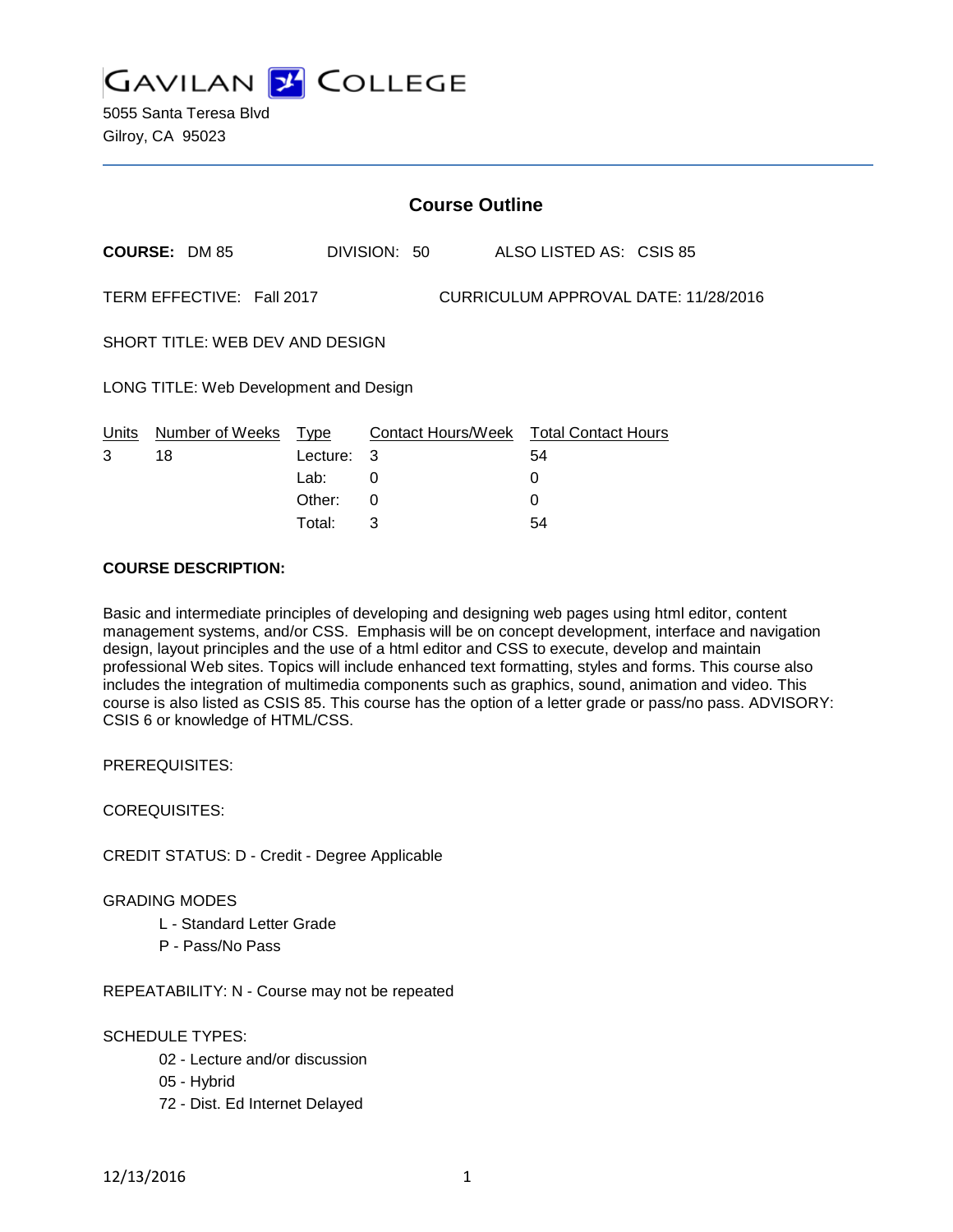# GAVILAN COLLEGE

5055 Santa Teresa Blvd
Gilroy, CA 95023

## Course Outline

**COURSE:** DM 85 DIVISION: 50 ALSO LISTED AS: CSIS 85

TERM EFFECTIVE: Fall 2017 CURRICULUM APPROVAL DATE: 11/28/2016

SHORT TITLE: WEB DEV AND DESIGN

LONG TITLE: Web Development and Design

| Units | Number of Weeks | Type | Contact Hours/Week | Total Contact Hours |
|---|---|---|---|---|
| 3 | 18 | Lecture: | 3 | 54 |
| | | Lab: | 0 | 0 |
| | | Other: | 0 | 0 |
| | | Total: | 3 | 54 |

**COURSE DESCRIPTION:**

Basic and intermediate principles of developing and designing web pages using html editor, content management systems, and/or CSS. Emphasis will be on concept development, interface and navigation design, layout principles and the use of a html editor and CSS to execute, develop and maintain professional Web sites. Topics will include enhanced text formatting, styles and forms. This course also includes the integration of multimedia components such as graphics, sound, animation and video. This course is also listed as CSIS 85. This course has the option of a letter grade or pass/no pass. ADVISORY: CSIS 6 or knowledge of HTML/CSS.

PREREQUISITES:

COREQUISITES:

CREDIT STATUS: D - Credit - Degree Applicable

GRADING MODES

- L - Standard Letter Grade
- P - Pass/No Pass

REPEATABILITY: N - Course may not be repeated

SCHEDULE TYPES:

- 02 - Lecture and/or discussion
- 05 - Hybrid
- 72 - Dist. Ed Internet Delayed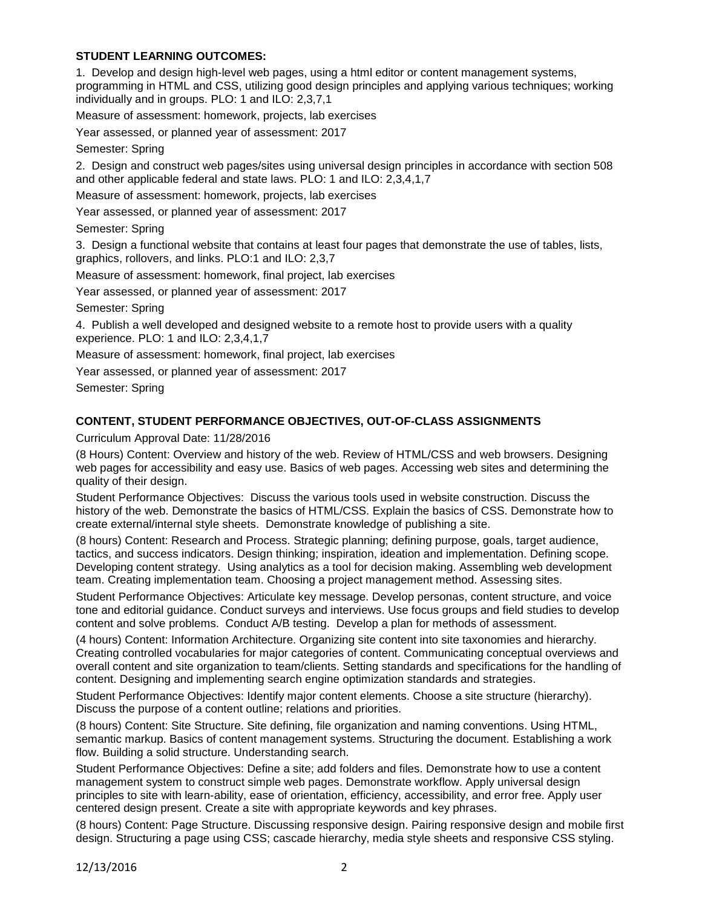**STUDENT LEARNING OUTCOMES:**

1. Develop and design high-level web pages, using a html editor or content management systems, programming in HTML and CSS, utilizing good design principles and applying various techniques; working individually and in groups. PLO: 1 and ILO: 2,3,7,1

Measure of assessment: homework, projects, lab exercises

Year assessed, or planned year of assessment: 2017

Semester: Spring

2. Design and construct web pages/sites using universal design principles in accordance with section 508 and other applicable federal and state laws. PLO: 1 and ILO: 2,3,4,1,7

Measure of assessment: homework, projects, lab exercises

Year assessed, or planned year of assessment: 2017

Semester: Spring

3. Design a functional website that contains at least four pages that demonstrate the use of tables, lists, graphics, rollovers, and links. PLO:1 and ILO: 2,3,7

Measure of assessment: homework, final project, lab exercises

Year assessed, or planned year of assessment: 2017

Semester: Spring

4. Publish a well developed and designed website to a remote host to provide users with a quality experience. PLO: 1 and ILO: 2,3,4,1,7

Measure of assessment: homework, final project, lab exercises

Year assessed, or planned year of assessment: 2017

Semester: Spring

**CONTENT, STUDENT PERFORMANCE OBJECTIVES, OUT-OF-CLASS ASSIGNMENTS**

Curriculum Approval Date: 11/28/2016

(8 Hours) Content: Overview and history of the web. Review of HTML/CSS and web browsers. Designing web pages for accessibility and easy use. Basics of web pages. Accessing web sites and determining the quality of their design.

Student Performance Objectives: Discuss the various tools used in website construction. Discuss the history of the web. Demonstrate the basics of HTML/CSS. Explain the basics of CSS. Demonstrate how to create external/internal style sheets. Demonstrate knowledge of publishing a site.

(8 hours) Content: Research and Process. Strategic planning; defining purpose, goals, target audience, tactics, and success indicators. Design thinking; inspiration, ideation and implementation. Defining scope. Developing content strategy. Using analytics as a tool for decision making. Assembling web development team. Creating implementation team. Choosing a project management method. Assessing sites.

Student Performance Objectives: Articulate key message. Develop personas, content structure, and voice tone and editorial guidance. Conduct surveys and interviews. Use focus groups and field studies to develop content and solve problems. Conduct A/B testing. Develop a plan for methods of assessment.

(4 hours) Content: Information Architecture. Organizing site content into site taxonomies and hierarchy. Creating controlled vocabularies for major categories of content. Communicating conceptual overviews and overall content and site organization to team/clients. Setting standards and specifications for the handling of content. Designing and implementing search engine optimization standards and strategies.

Student Performance Objectives: Identify major content elements. Choose a site structure (hierarchy). Discuss the purpose of a content outline; relations and priorities.

(8 hours) Content: Site Structure. Site defining, file organization and naming conventions. Using HTML, semantic markup. Basics of content management systems. Structuring the document. Establishing a work flow. Building a solid structure. Understanding search.

Student Performance Objectives: Define a site; add folders and files. Demonstrate how to use a content management system to construct simple web pages. Demonstrate workflow. Apply universal design principles to site with learn-ability, ease of orientation, efficiency, accessibility, and error free. Apply user centered design present. Create a site with appropriate keywords and key phrases.

(8 hours) Content: Page Structure. Discussing responsive design. Pairing responsive design and mobile first design. Structuring a page using CSS; cascade hierarchy, media style sheets and responsive CSS styling.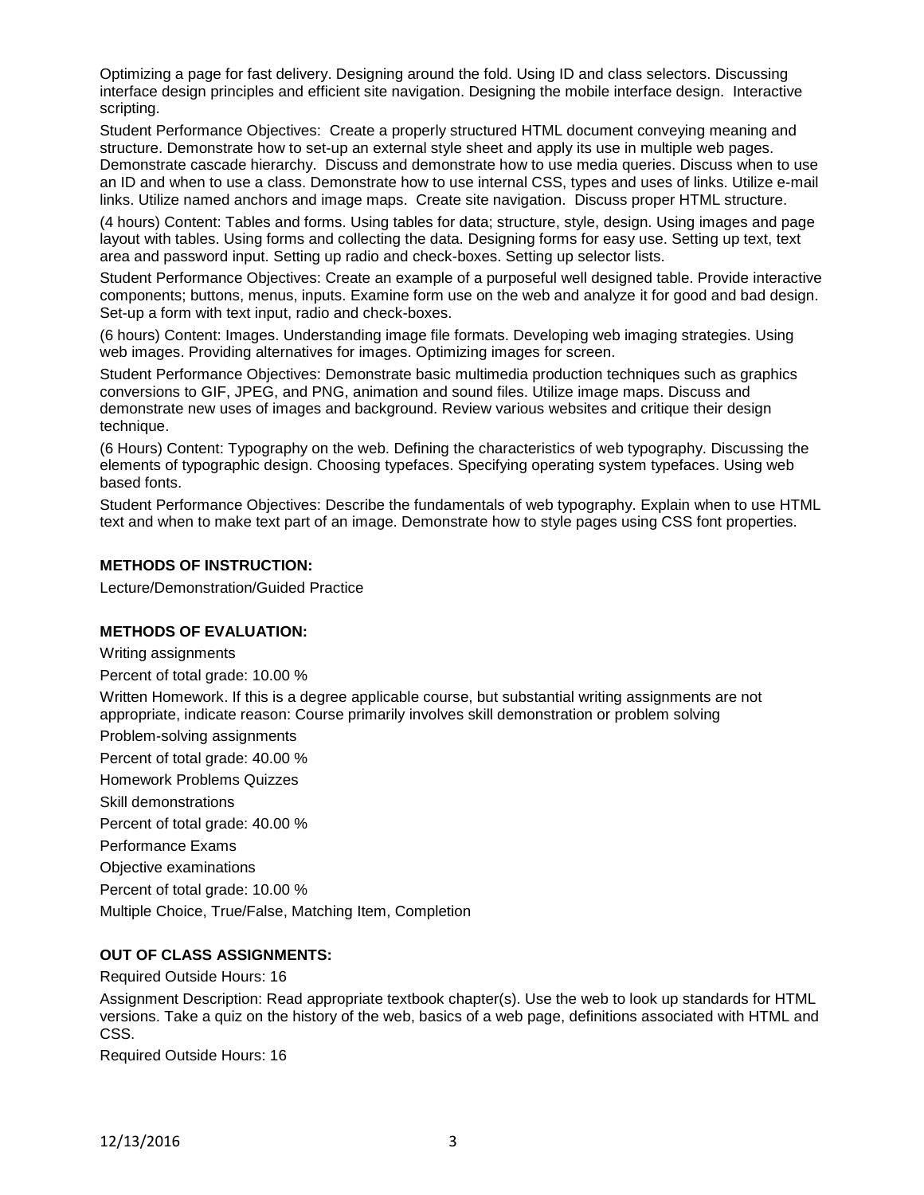Optimizing a page for fast delivery. Designing around the fold. Using ID and class selectors. Discussing interface design principles and efficient site navigation. Designing the mobile interface design. Interactive scripting.

Student Performance Objectives: Create a properly structured HTML document conveying meaning and structure. Demonstrate how to set-up an external style sheet and apply its use in multiple web pages. Demonstrate cascade hierarchy. Discuss and demonstrate how to use media queries. Discuss when to use an ID and when to use a class. Demonstrate how to use internal CSS, types and uses of links. Utilize e-mail links. Utilize named anchors and image maps. Create site navigation. Discuss proper HTML structure.

(4 hours) Content: Tables and forms. Using tables for data; structure, style, design. Using images and page layout with tables. Using forms and collecting the data. Designing forms for easy use. Setting up text, text area and password input. Setting up radio and check-boxes. Setting up selector lists.

Student Performance Objectives: Create an example of a purposeful well designed table. Provide interactive components; buttons, menus, inputs. Examine form use on the web and analyze it for good and bad design. Set-up a form with text input, radio and check-boxes.

(6 hours) Content: Images. Understanding image file formats. Developing web imaging strategies. Using web images. Providing alternatives for images. Optimizing images for screen.

Student Performance Objectives: Demonstrate basic multimedia production techniques such as graphics conversions to GIF, JPEG, and PNG, animation and sound files. Utilize image maps. Discuss and demonstrate new uses of images and background. Review various websites and critique their design technique.

(6 Hours) Content: Typography on the web. Defining the characteristics of web typography. Discussing the elements of typographic design. Choosing typefaces. Specifying operating system typefaces. Using web based fonts.

Student Performance Objectives: Describe the fundamentals of web typography. Explain when to use HTML text and when to make text part of an image. Demonstrate how to style pages using CSS font properties.

**METHODS OF INSTRUCTION:**

Lecture/Demonstration/Guided Practice

**METHODS OF EVALUATION:**

Writing assignments

Percent of total grade: 10.00 %

Written Homework. If this is a degree applicable course, but substantial writing assignments are not appropriate, indicate reason: Course primarily involves skill demonstration or problem solving

Problem-solving assignments

Percent of total grade: 40.00 %

Homework Problems Quizzes

Skill demonstrations

Percent of total grade: 40.00 %

Performance Exams

Objective examinations

Percent of total grade: 10.00 %

Multiple Choice, True/False, Matching Item, Completion

**OUT OF CLASS ASSIGNMENTS:**

Required Outside Hours: 16

Assignment Description: Read appropriate textbook chapter(s). Use the web to look up standards for HTML versions. Take a quiz on the history of the web, basics of a web page, definitions associated with HTML and CSS.

Required Outside Hours: 16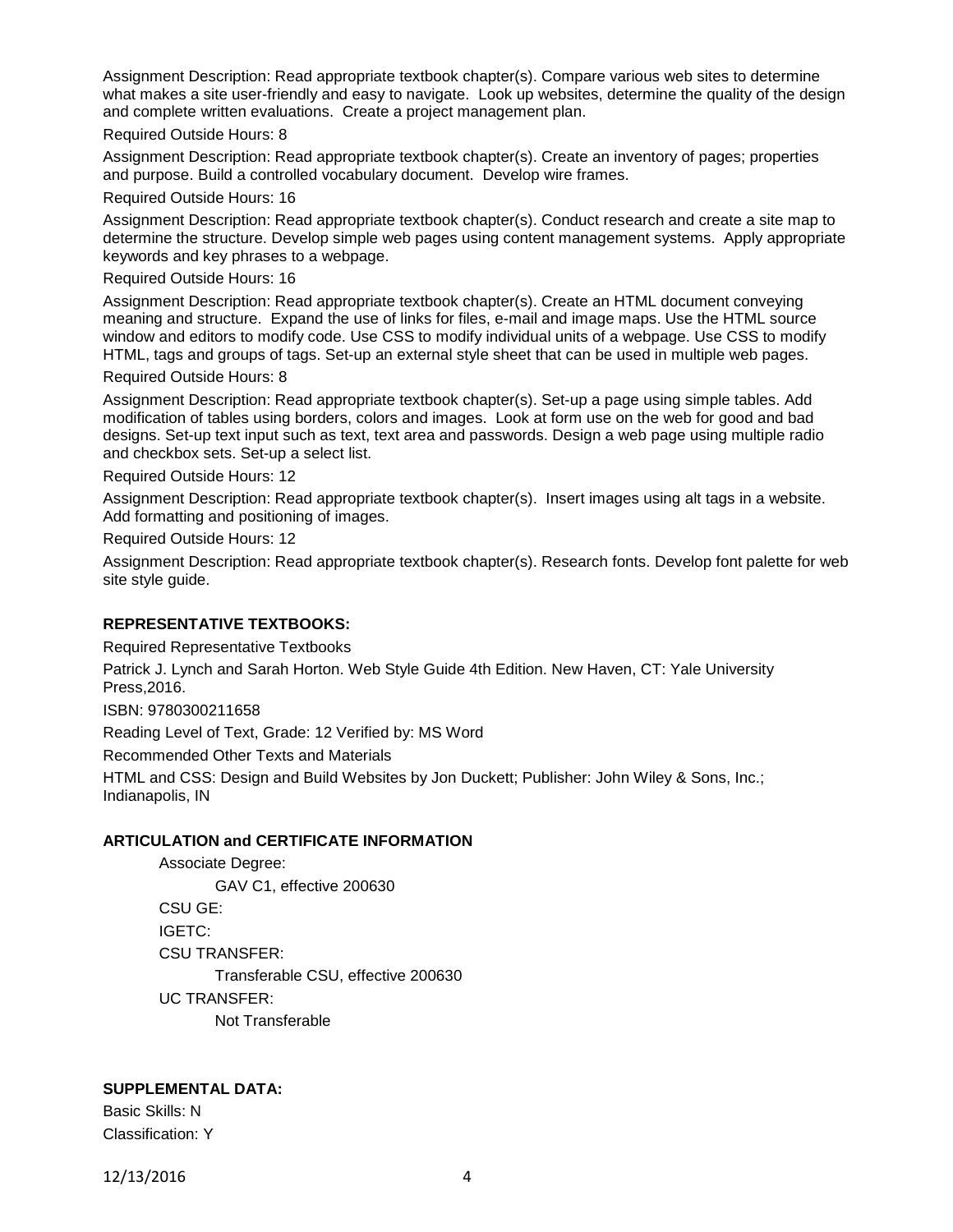Assignment Description: Read appropriate textbook chapter(s). Compare various web sites to determine what makes a site user-friendly and easy to navigate. Look up websites, determine the quality of the design and complete written evaluations. Create a project management plan.

Required Outside Hours: 8

Assignment Description: Read appropriate textbook chapter(s). Create an inventory of pages; properties and purpose. Build a controlled vocabulary document. Develop wire frames.

Required Outside Hours: 16

Assignment Description: Read appropriate textbook chapter(s). Conduct research and create a site map to determine the structure. Develop simple web pages using content management systems. Apply appropriate keywords and key phrases to a webpage.

Required Outside Hours: 16

Assignment Description: Read appropriate textbook chapter(s). Create an HTML document conveying meaning and structure. Expand the use of links for files, e-mail and image maps. Use the HTML source window and editors to modify code. Use CSS to modify individual units of a webpage. Use CSS to modify HTML, tags and groups of tags. Set-up an external style sheet that can be used in multiple web pages.

Required Outside Hours: 8

Assignment Description: Read appropriate textbook chapter(s). Set-up a page using simple tables. Add modification of tables using borders, colors and images. Look at form use on the web for good and bad designs. Set-up text input such as text, text area and passwords. Design a web page using multiple radio and checkbox sets. Set-up a select list.

Required Outside Hours: 12

Assignment Description: Read appropriate textbook chapter(s). Insert images using alt tags in a website. Add formatting and positioning of images.

Required Outside Hours: 12

Assignment Description: Read appropriate textbook chapter(s). Research fonts. Develop font palette for web site style guide.

## REPRESENTATIVE TEXTBOOKS:

Required Representative Textbooks

Patrick J. Lynch and Sarah Horton. Web Style Guide 4th Edition. New Haven, CT: Yale University Press,2016.

ISBN: 9780300211658

Reading Level of Text, Grade: 12 Verified by: MS Word

Recommended Other Texts and Materials

HTML and CSS: Design and Build Websites by Jon Duckett; Publisher: John Wiley & Sons, Inc.; Indianapolis, IN

## ARTICULATION and CERTIFICATE INFORMATION

Associate Degree:
- GAV C1, effective 200630

CSU GE:

IGETC:

CSU TRANSFER:
- Transferable CSU, effective 200630

UC TRANSFER:
- Not Transferable

## SUPPLEMENTAL DATA:

Basic Skills: N

Classification: Y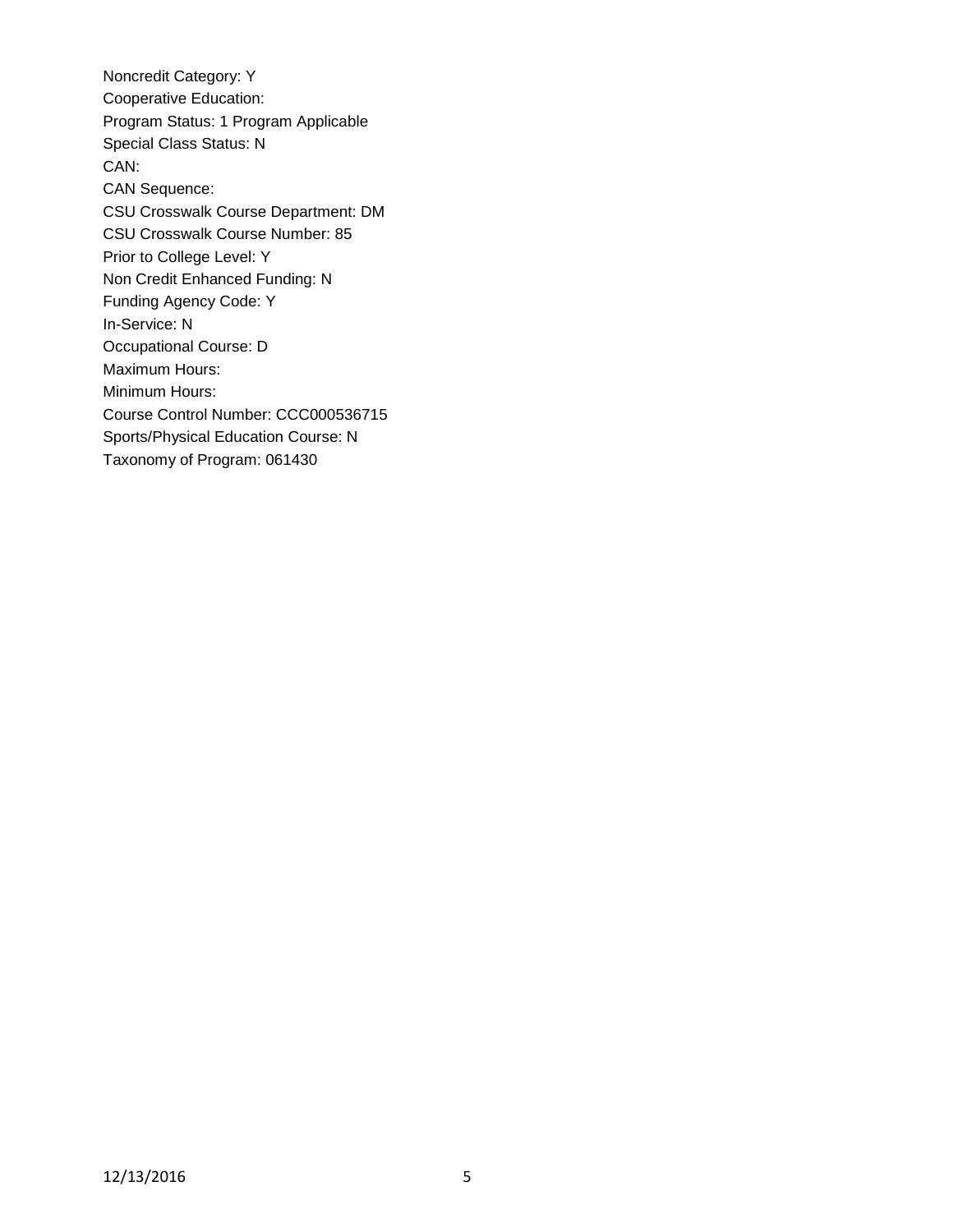Noncredit Category: Y
Cooperative Education:
Program Status: 1 Program Applicable
Special Class Status: N
CAN:
CAN Sequence:
CSU Crosswalk Course Department: DM
CSU Crosswalk Course Number: 85
Prior to College Level: Y
Non Credit Enhanced Funding: N
Funding Agency Code: Y
In-Service: N
Occupational Course: D
Maximum Hours:
Minimum Hours:
Course Control Number: CCC000536715
Sports/Physical Education Course: N
Taxonomy of Program: 061430